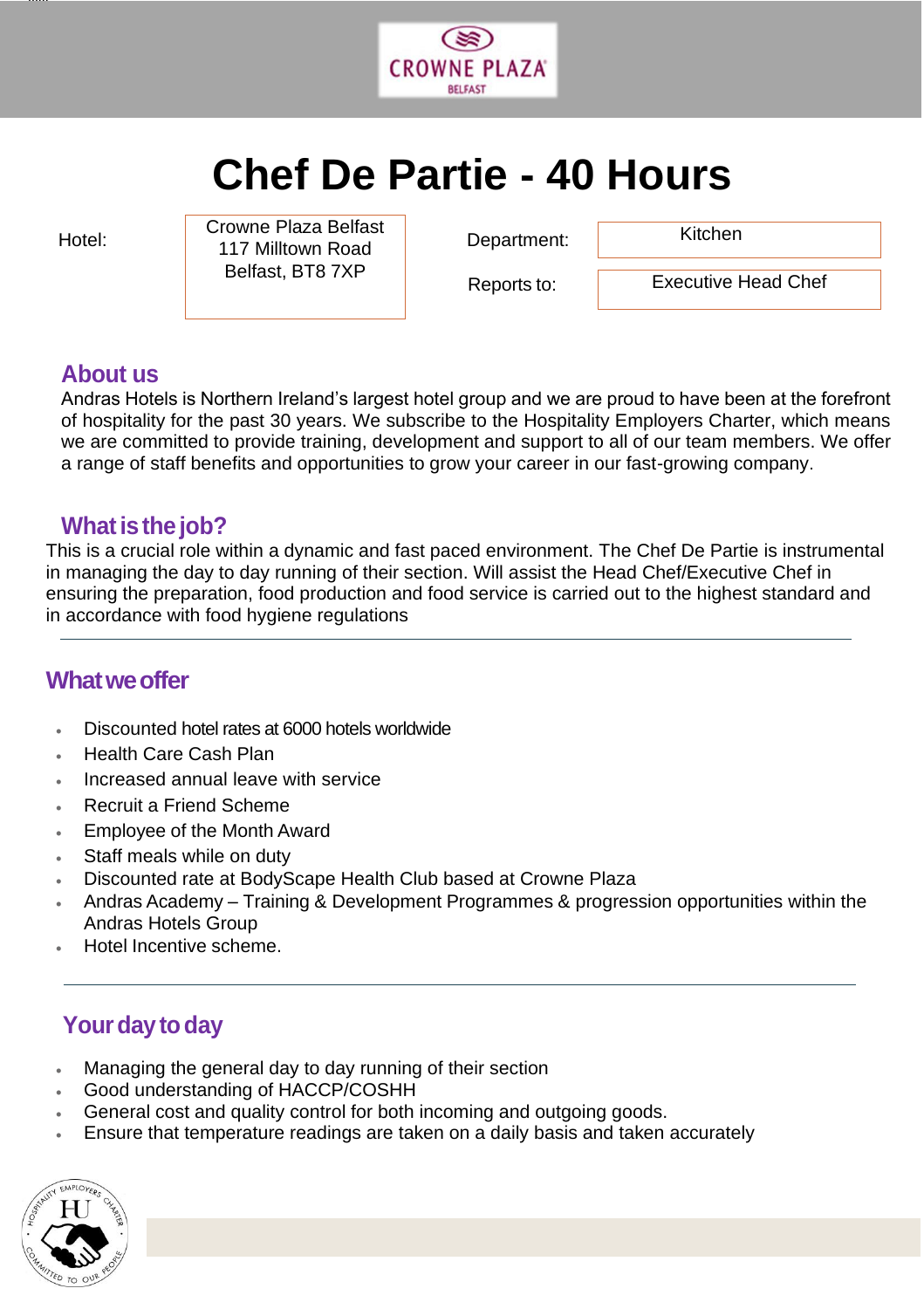# Chef De Partie - 40 Hours

| | | | |
|---|---|---|---|
| Hotel: | Crowne Plaza Belfast<br>117 Milltown Road<br>Belfast, BT8 7XP | Department: | Kitchen |
| | | Reports to: | Executive Head Chef |

## About us

Andras Hotels is Northern Ireland's largest hotel group and we are proud to have been at the forefront of hospitality for the past 30 years. We subscribe to the Hospitality Employers Charter, which means we are committed to provide training, development and support to all of our team members. We offer a range of staff benefits and opportunities to grow your career in our fast-growing company.

## What is the job?

This is a crucial role within a dynamic and fast paced environment. The Chef De Partie is instrumental in managing the day to day running of their section. Will assist the Head Chef/Executive Chef in ensuring the preparation, food production and food service is carried out to the highest standard and in accordance with food hygiene regulations

## What we offer

- Discounted hotel rates at 6000 hotels worldwide
- Health Care Cash Plan
- Increased annual leave with service
- Recruit a Friend Scheme
- Employee of the Month Award
- Staff meals while on duty
- Discounted rate at BodyScape Health Club based at Crowne Plaza
- Andras Academy – Training & Development Programmes & progression opportunities within the Andras Hotels Group
- Hotel Incentive scheme.

## Your day to day

- Managing the general day to day running of their section
- Good understanding of HACCP/COSHH
- General cost and quality control for both incoming and outgoing goods.
- Ensure that temperature readings are taken on a daily basis and taken accurately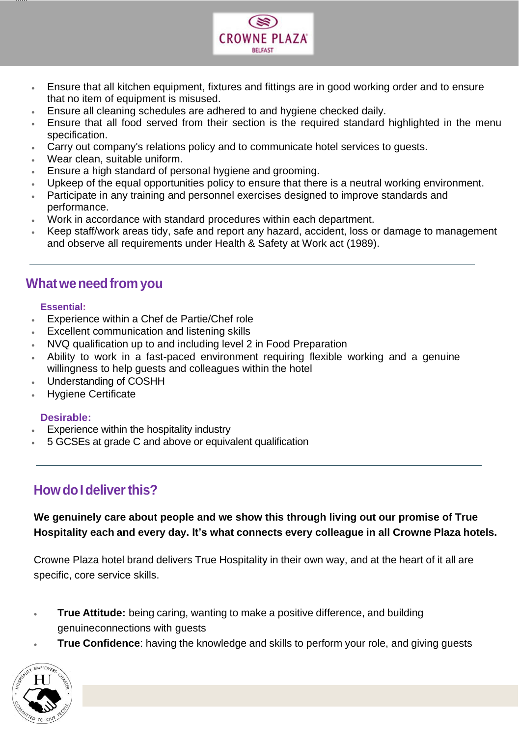- Ensure that all kitchen equipment, fixtures and fittings are in good working order and to ensure that no item of equipment is misused.
- Ensure all cleaning schedules are adhered to and hygiene checked daily.
- Ensure that all food served from their section is the required standard highlighted in the menu specification.
- Carry out company's relations policy and to communicate hotel services to guests.
- Wear clean, suitable uniform.
- Ensure a high standard of personal hygiene and grooming.
- Upkeep of the equal opportunities policy to ensure that there is a neutral working environment.
- Participate in any training and personnel exercises designed to improve standards and performance.
- Work in accordance with standard procedures within each department.
- Keep staff/work areas tidy, safe and report any hazard, accident, loss or damage to management and observe all requirements under Health & Safety at Work act (1989).

## What we need from you

**Essential:**

- Experience within a Chef de Partie/Chef role
- Excellent communication and listening skills
- NVQ qualification up to and including level 2 in Food Preparation
- Ability to work in a fast-paced environment requiring flexible working and a genuine willingness to help guests and colleagues within the hotel
- Understanding of COSHH
- Hygiene Certificate

**Desirable:**

- Experience within the hospitality industry
- 5 GCSEs at grade C and above or equivalent qualification

## How do I deliver this?

**We genuinely care about people and we show this through living out our promise of True Hospitality each and every day. It's what connects every colleague in all Crowne Plaza hotels.**

Crowne Plaza hotel brand delivers True Hospitality in their own way, and at the heart of it all are specific, core service skills.

- **True Attitude:** being caring, wanting to make a positive difference, and building genuineconnections with guests
- **True Confidence**: having the knowledge and skills to perform your role, and giving guests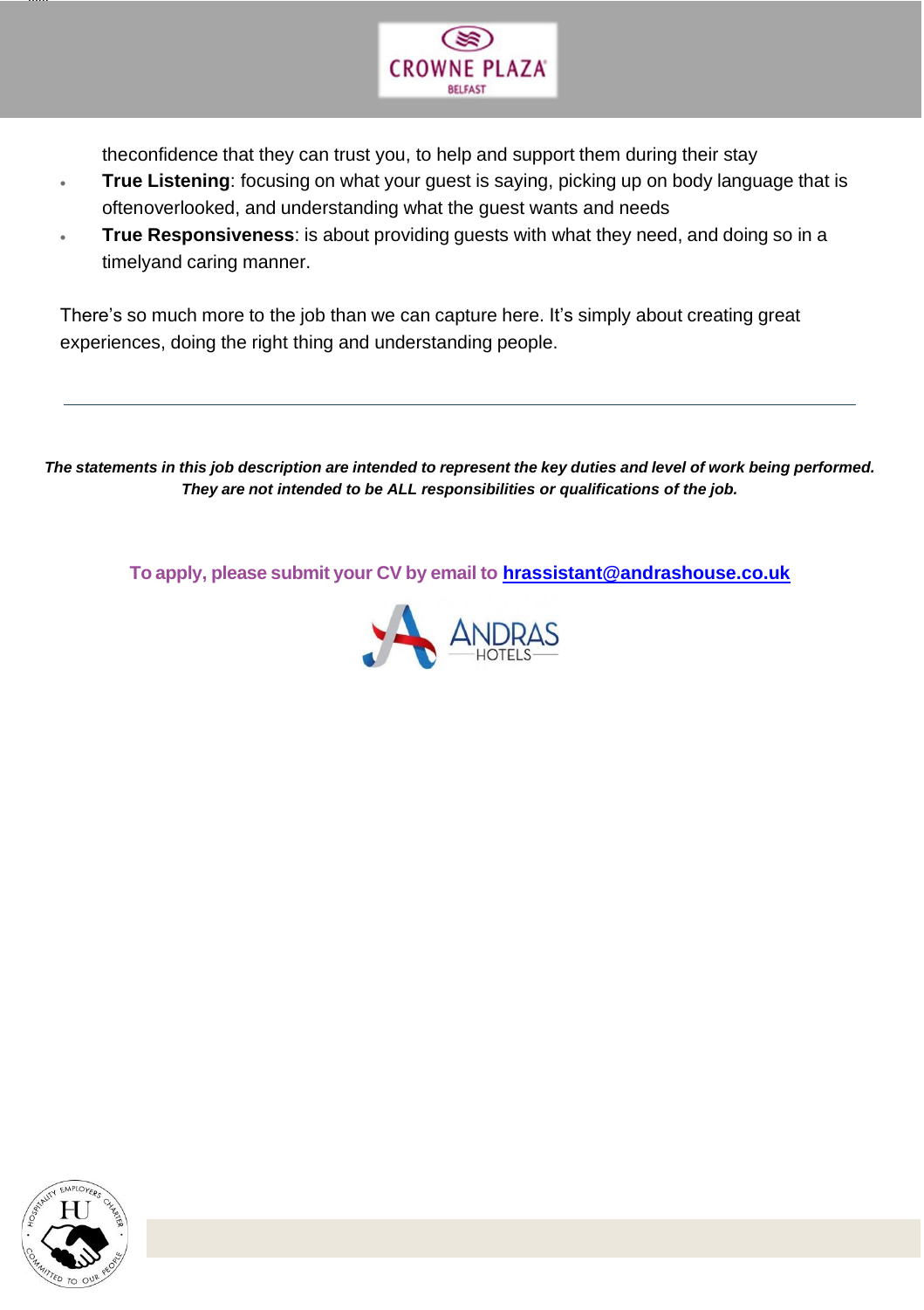the confidence that they can trust you, to help and support them during their stay

- **True Listening**: focusing on what your guest is saying, picking up on body language that is often overlooked, and understanding what the guest wants and needs
- **True Responsiveness**: is about providing guests with what they need, and doing so in a timely and caring manner.

There's so much more to the job than we can capture here. It's simply about creating great experiences, doing the right thing and understanding people.

---

***The statements in this job description are intended to represent the key duties and level of work being performed. They are not intended to be ALL responsibilities or qualifications of the job.***

**To apply, please submit your CV by email to [hrassistant@andrashouse.co.uk](mailto:hrassistant@andrashouse.co.uk)**